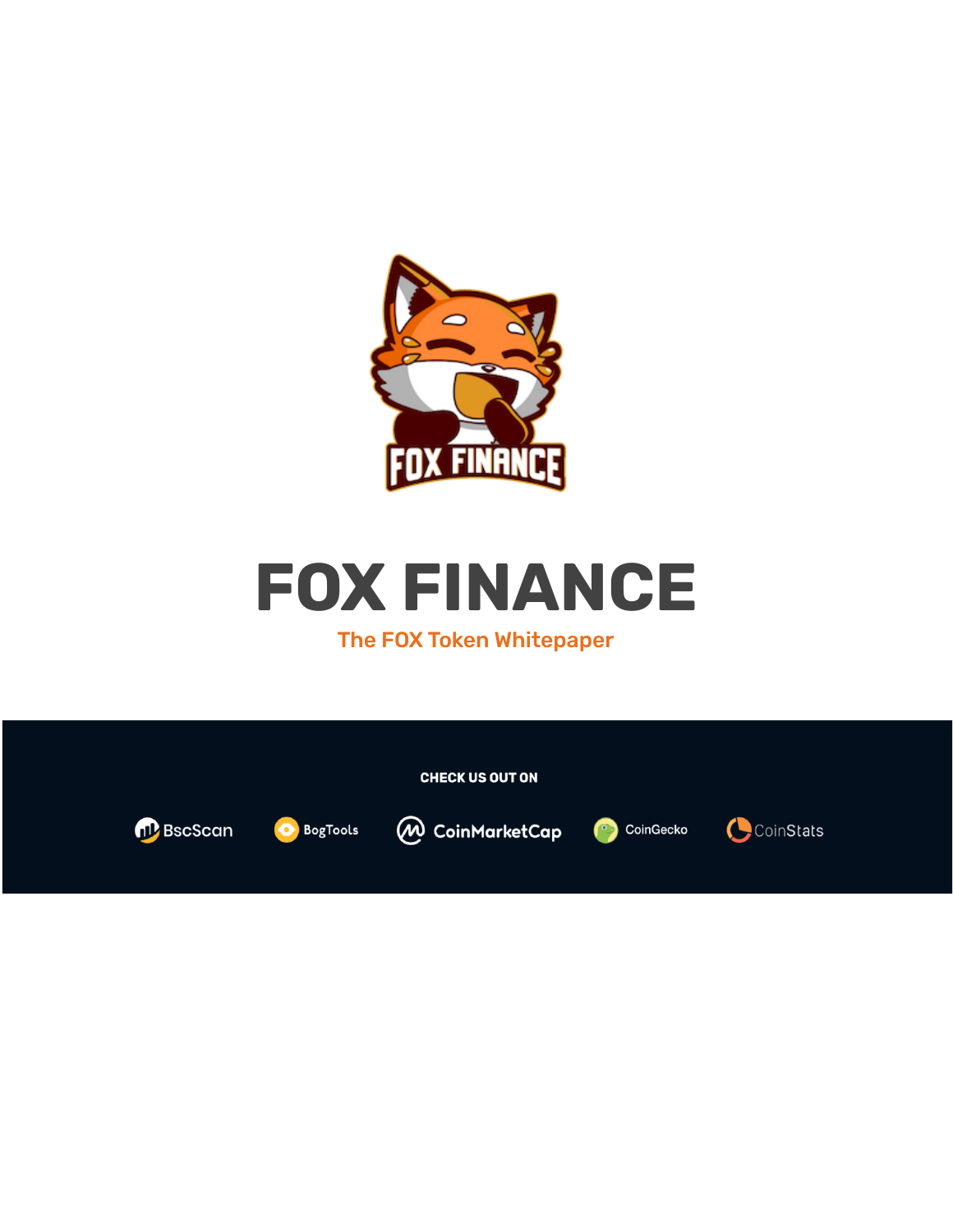# FOX FINANCE

The FOX Token Whitepaper

CHECK US OUT ON

BscScan BogTools CoinMarketCap CoinGecko CoinStats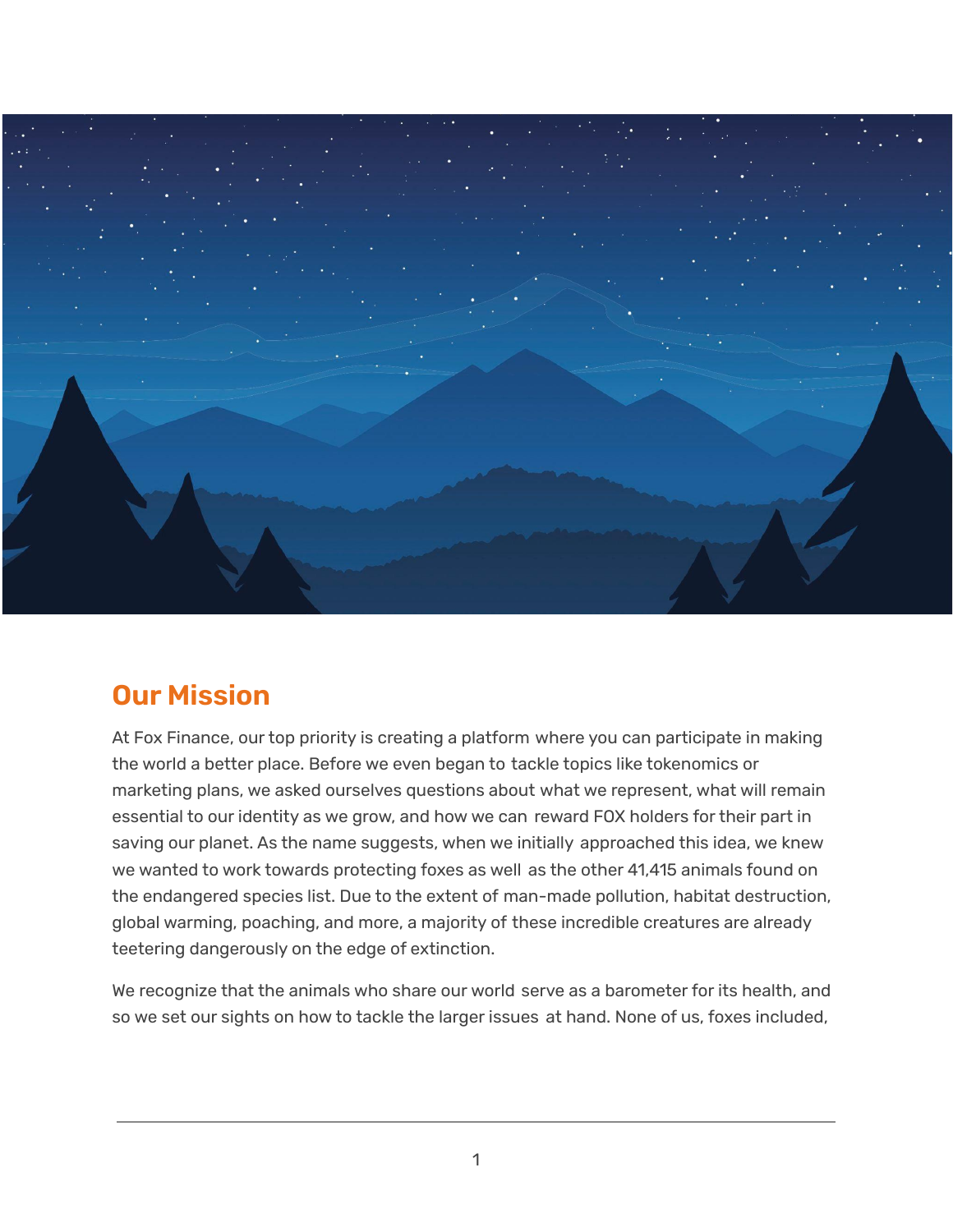## Our Mission

At Fox Finance, our top priority is creating a platform where you can participate in making the world a better place. Before we even began to tackle topics like tokenomics or marketing plans, we asked ourselves questions about what we represent, what will remain essential to our identity as we grow, and how we can reward FOX holders for their part in saving our planet. As the name suggests, when we initially approached this idea, we knew we wanted to work towards protecting foxes as well as the other 41,415 animals found on the endangered species list. Due to the extent of man-made pollution, habitat destruction, global warming, poaching, and more, a majority of these incredible creatures are already teetering dangerously on the edge of extinction.

We recognize that the animals who share our world serve as a barometer for its health, and so we set our sights on how to tackle the larger issues at hand. None of us, foxes included,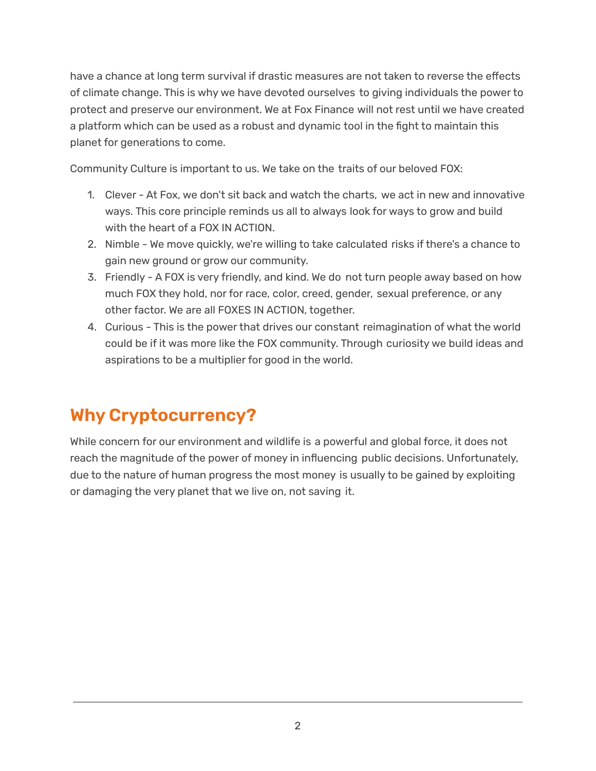have a chance at long term survival if drastic measures are not taken to reverse the effects of climate change. This is why we have devoted ourselves to giving individuals the power to protect and preserve our environment. We at Fox Finance will not rest until we have created a platform which can be used as a robust and dynamic tool in the fight to maintain this planet for generations to come.

Community Culture is important to us. We take on the traits of our beloved FOX:

1. Clever - At Fox, we don't sit back and watch the charts, we act in new and innovative ways. This core principle reminds us all to always look for ways to grow and build with the heart of a FOX IN ACTION.
2. Nimble - We move quickly, we're willing to take calculated risks if there's a chance to gain new ground or grow our community.
3. Friendly - A FOX is very friendly, and kind. We do not turn people away based on how much FOX they hold, nor for race, color, creed, gender, sexual preference, or any other factor. We are all FOXES IN ACTION, together.
4. Curious - This is the power that drives our constant reimagination of what the world could be if it was more like the FOX community. Through curiosity we build ideas and aspirations to be a multiplier for good in the world.

## Why Cryptocurrency?

While concern for our environment and wildlife is a powerful and global force, it does not reach the magnitude of the power of money in influencing public decisions. Unfortunately, due to the nature of human progress the most money is usually to be gained by exploiting or damaging the very planet that we live on, not saving it.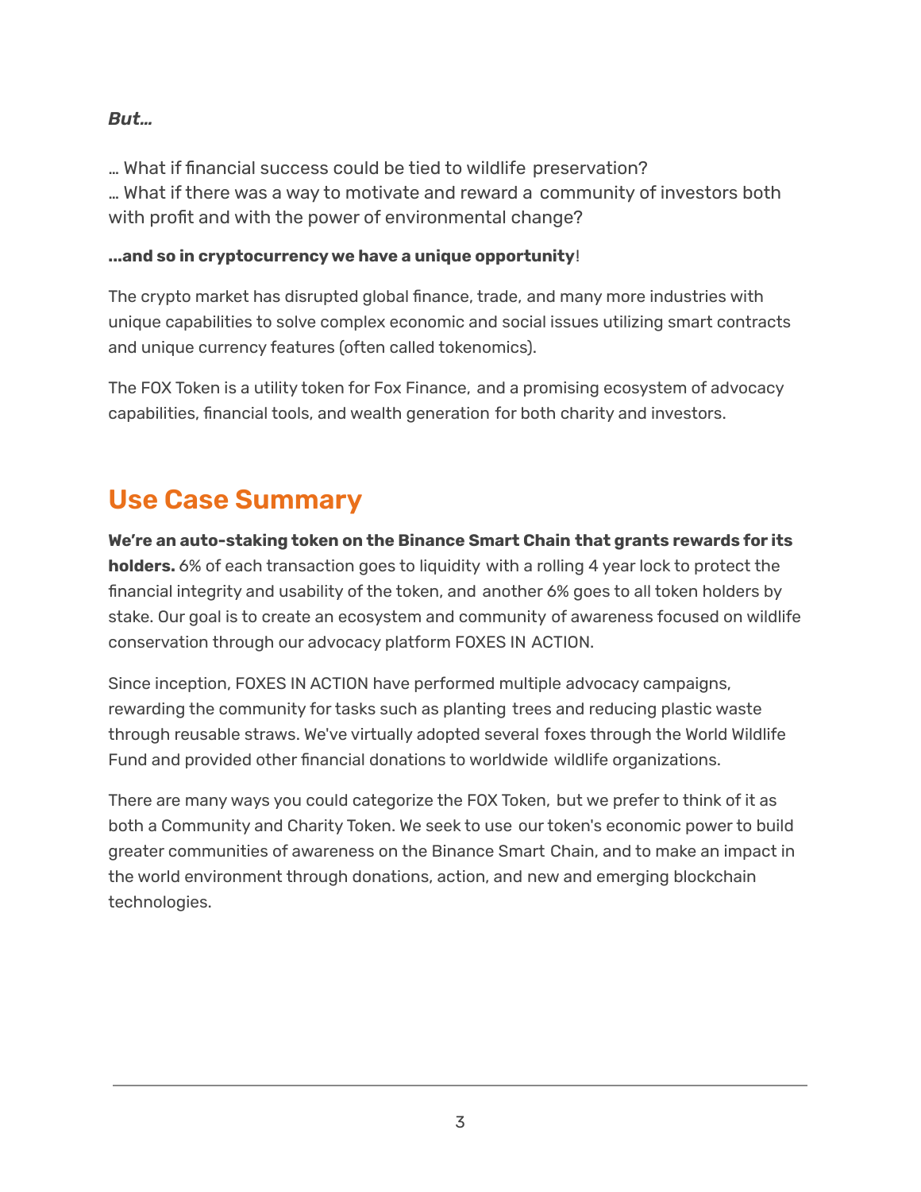***But…***

… What if financial success could be tied to wildlife preservation?
… What if there was a way to motivate and reward a community of investors both with profit and with the power of environmental change?

**…and so in cryptocurrency we have a unique opportunity**!

The crypto market has disrupted global finance, trade, and many more industries with unique capabilities to solve complex economic and social issues utilizing smart contracts and unique currency features (often called tokenomics).

The FOX Token is a utility token for Fox Finance, and a promising ecosystem of advocacy capabilities, financial tools, and wealth generation for both charity and investors.

## Use Case Summary

**We're an auto-staking token on the Binance Smart Chain that grants rewards for its holders.** 6% of each transaction goes to liquidity with a rolling 4 year lock to protect the financial integrity and usability of the token, and another 6% goes to all token holders by stake. Our goal is to create an ecosystem and community of awareness focused on wildlife conservation through our advocacy platform FOXES IN ACTION.

Since inception, FOXES IN ACTION have performed multiple advocacy campaigns, rewarding the community for tasks such as planting trees and reducing plastic waste through reusable straws. We've virtually adopted several foxes through the World Wildlife Fund and provided other financial donations to worldwide wildlife organizations.

There are many ways you could categorize the FOX Token, but we prefer to think of it as both a Community and Charity Token. We seek to use our token's economic power to build greater communities of awareness on the Binance Smart Chain, and to make an impact in the world environment through donations, action, and new and emerging blockchain technologies.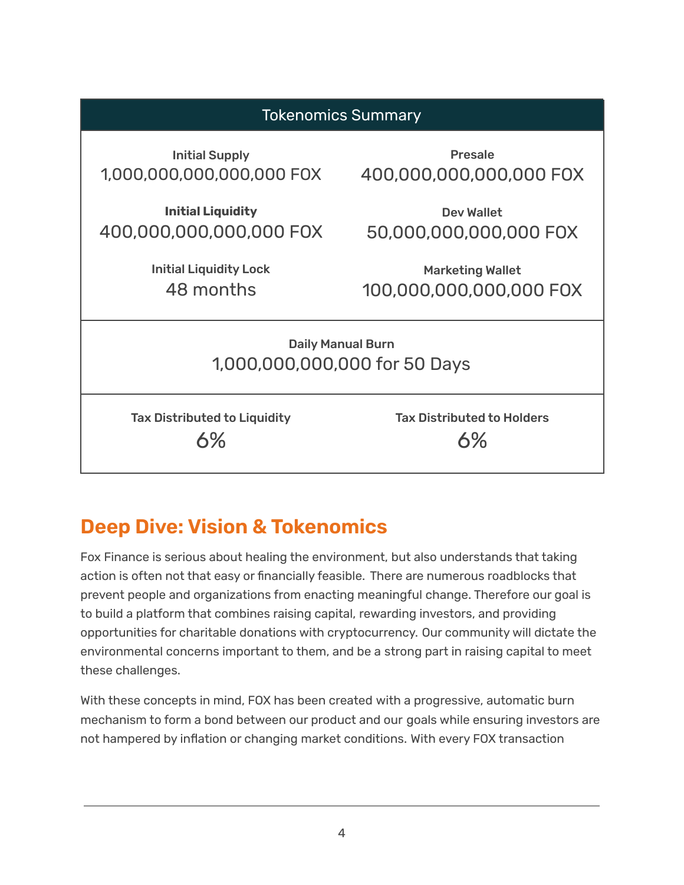| Tokenomics Summary | |
|---|---|
| **Initial Supply**<br>1,000,000,000,000,000 FOX | **Presale**<br>400,000,000,000,000 FOX |
| **Initial Liquidity**<br>400,000,000,000,000 FOX | **Dev Wallet**<br>50,000,000,000,000 FOX |
| **Initial Liquidity Lock**<br>48 months | **Marketing Wallet**<br>100,000,000,000,000 FOX |
| **Daily Manual Burn**<br>1,000,000,000,000 for 50 Days | |
| **Tax Distributed to Liquidity**<br>6% | **Tax Distributed to Holders**<br>6% |

## Deep Dive: Vision & Tokenomics

Fox Finance is serious about healing the environment, but also understands that taking action is often not that easy or financially feasible. There are numerous roadblocks that prevent people and organizations from enacting meaningful change. Therefore our goal is to build a platform that combines raising capital, rewarding investors, and providing opportunities for charitable donations with cryptocurrency. Our community will dictate the environmental concerns important to them, and be a strong part in raising capital to meet these challenges.

With these concepts in mind, FOX has been created with a progressive, automatic burn mechanism to form a bond between our product and our goals while ensuring investors are not hampered by inflation or changing market conditions. With every FOX transaction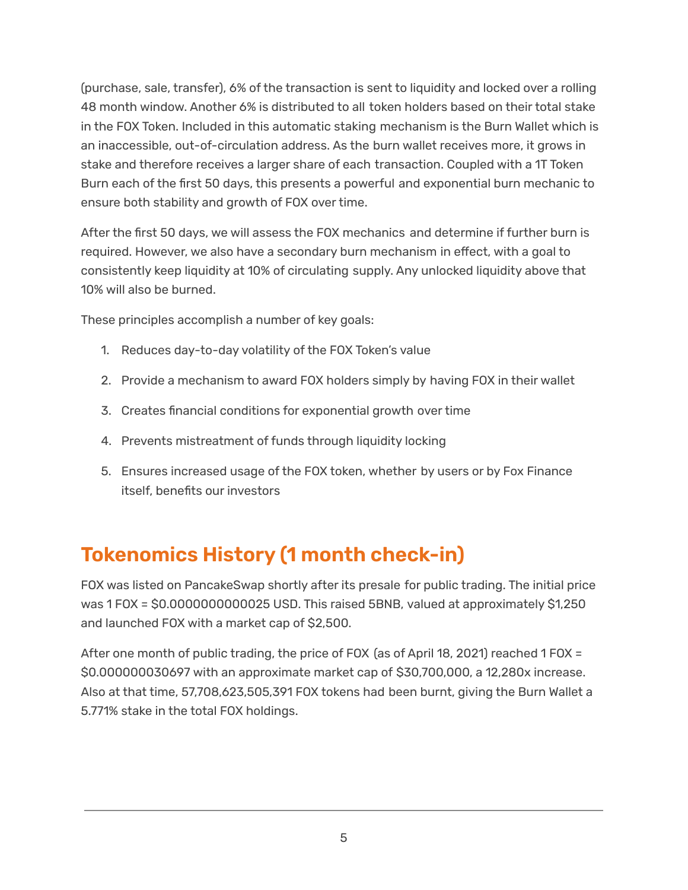(purchase, sale, transfer), 6% of the transaction is sent to liquidity and locked over a rolling 48 month window. Another 6% is distributed to all token holders based on their total stake in the FOX Token. Included in this automatic staking mechanism is the Burn Wallet which is an inaccessible, out-of-circulation address. As the burn wallet receives more, it grows in stake and therefore receives a larger share of each transaction. Coupled with a 1T Token Burn each of the first 50 days, this presents a powerful and exponential burn mechanic to ensure both stability and growth of FOX over time.

After the first 50 days, we will assess the FOX mechanics and determine if further burn is required. However, we also have a secondary burn mechanism in effect, with a goal to consistently keep liquidity at 10% of circulating supply. Any unlocked liquidity above that 10% will also be burned.

These principles accomplish a number of key goals:

1. Reduces day-to-day volatility of the FOX Token's value
2. Provide a mechanism to award FOX holders simply by having FOX in their wallet
3. Creates financial conditions for exponential growth over time
4. Prevents mistreatment of funds through liquidity locking
5. Ensures increased usage of the FOX token, whether by users or by Fox Finance itself, benefits our investors

## Tokenomics History (1 month check-in)

FOX was listed on PancakeSwap shortly after its presale for public trading. The initial price was 1 FOX = $0.0000000000025 USD. This raised 5BNB, valued at approximately $1,250 and launched FOX with a market cap of $2,500.

After one month of public trading, the price of FOX (as of April 18, 2021) reached 1 FOX = $0.000000030697 with an approximate market cap of $30,700,000, a 12,280x increase. Also at that time, 57,708,623,505,391 FOX tokens had been burnt, giving the Burn Wallet a 5.771% stake in the total FOX holdings.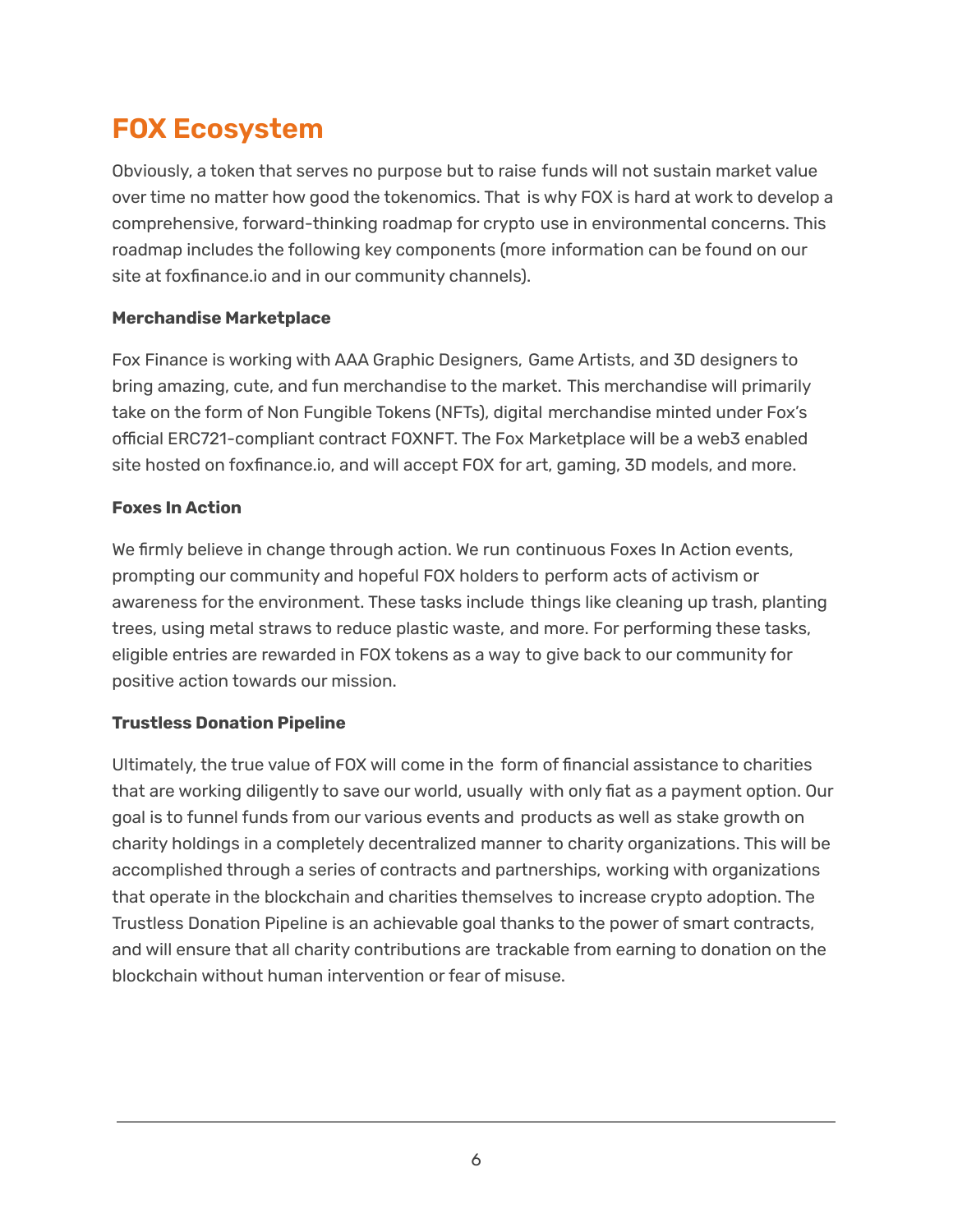# FOX Ecosystem

Obviously, a token that serves no purpose but to raise funds will not sustain market value over time no matter how good the tokenomics. That is why FOX is hard at work to develop a comprehensive, forward-thinking roadmap for crypto use in environmental concerns. This roadmap includes the following key components (more information can be found on our site at foxfinance.io and in our community channels).

**Merchandise Marketplace**

Fox Finance is working with AAA Graphic Designers, Game Artists, and 3D designers to bring amazing, cute, and fun merchandise to the market. This merchandise will primarily take on the form of Non Fungible Tokens (NFTs), digital merchandise minted under Fox's official ERC721-compliant contract FOXNFT. The Fox Marketplace will be a web3 enabled site hosted on foxfinance.io, and will accept FOX for art, gaming, 3D models, and more.

**Foxes In Action**

We firmly believe in change through action. We run continuous Foxes In Action events, prompting our community and hopeful FOX holders to perform acts of activism or awareness for the environment. These tasks include things like cleaning up trash, planting trees, using metal straws to reduce plastic waste, and more. For performing these tasks, eligible entries are rewarded in FOX tokens as a way to give back to our community for positive action towards our mission.

**Trustless Donation Pipeline**

Ultimately, the true value of FOX will come in the form of financial assistance to charities that are working diligently to save our world, usually with only fiat as a payment option. Our goal is to funnel funds from our various events and products as well as stake growth on charity holdings in a completely decentralized manner to charity organizations. This will be accomplished through a series of contracts and partnerships, working with organizations that operate in the blockchain and charities themselves to increase crypto adoption. The Trustless Donation Pipeline is an achievable goal thanks to the power of smart contracts, and will ensure that all charity contributions are trackable from earning to donation on the blockchain without human intervention or fear of misuse.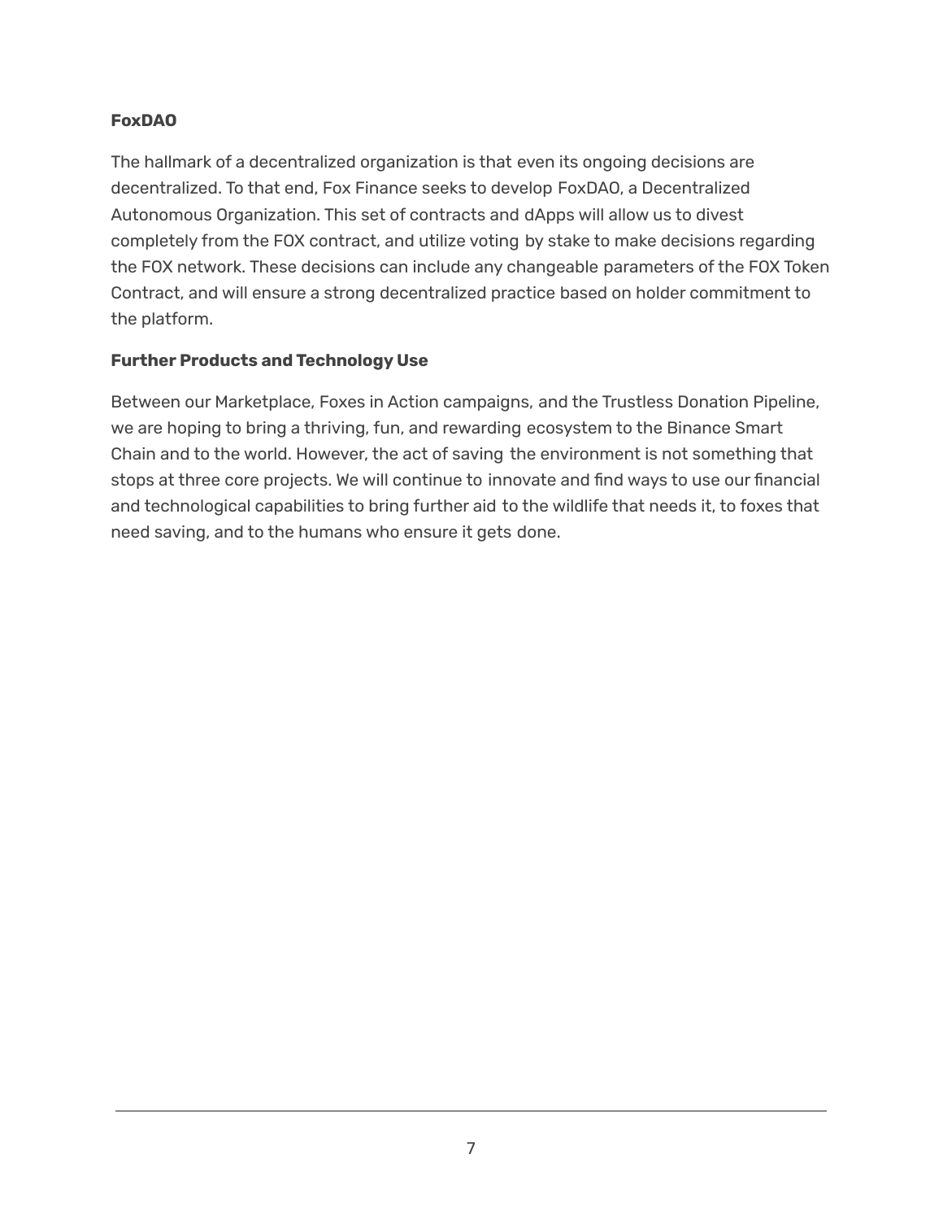**FoxDAO**

The hallmark of a decentralized organization is that even its ongoing decisions are decentralized. To that end, Fox Finance seeks to develop FoxDAO, a Decentralized Autonomous Organization. This set of contracts and dApps will allow us to divest completely from the FOX contract, and utilize voting by stake to make decisions regarding the FOX network. These decisions can include any changeable parameters of the FOX Token Contract, and will ensure a strong decentralized practice based on holder commitment to the platform.

**Further Products and Technology Use**

Between our Marketplace, Foxes in Action campaigns, and the Trustless Donation Pipeline, we are hoping to bring a thriving, fun, and rewarding ecosystem to the Binance Smart Chain and to the world. However, the act of saving the environment is not something that stops at three core projects. We will continue to innovate and find ways to use our financial and technological capabilities to bring further aid to the wildlife that needs it, to foxes that need saving, and to the humans who ensure it gets done.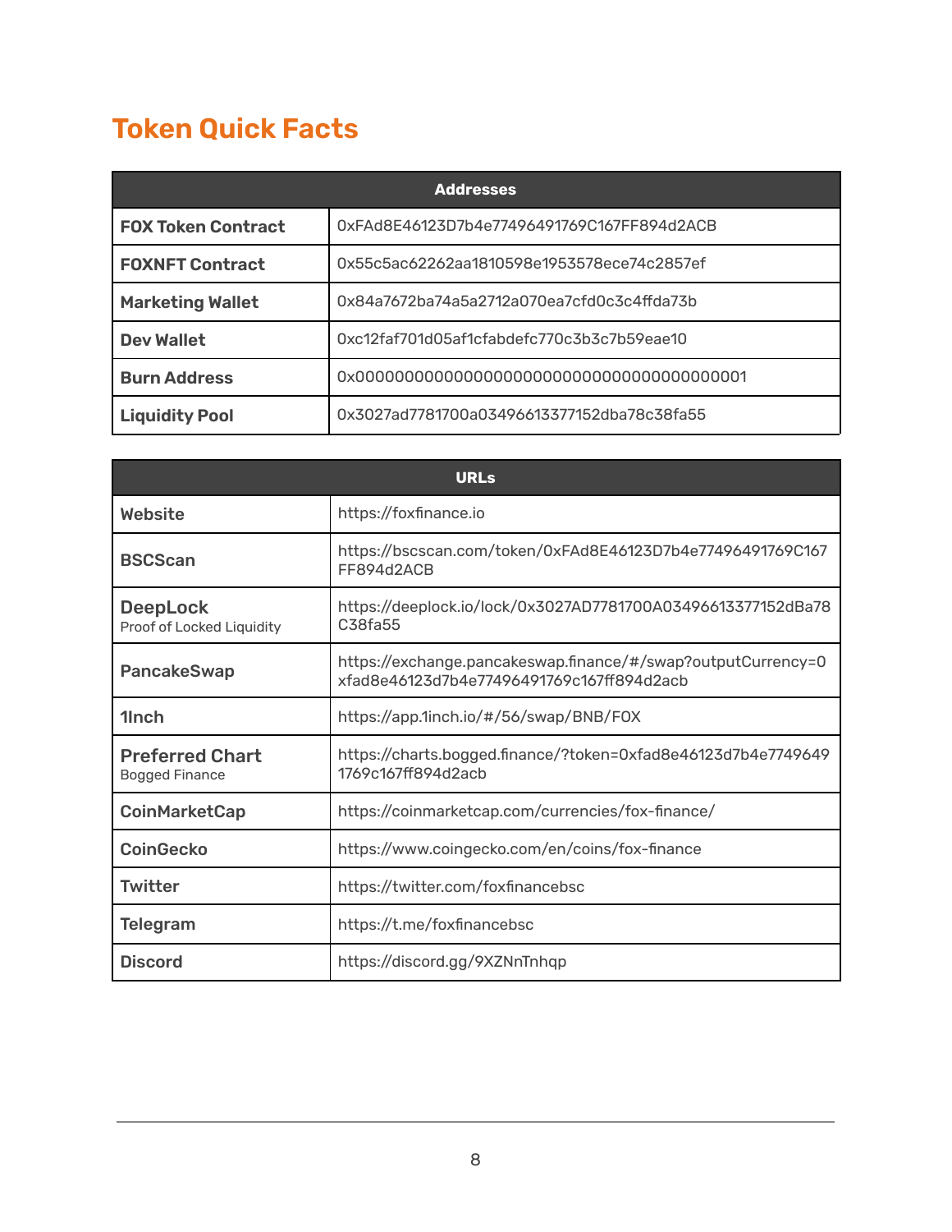# Token Quick Facts

| Addresses | |
|---|---|
| **FOX Token Contract** | 0xFAd8E46123D7b4e77496491769C167FF894d2ACB |
| **FOXNFT Contract** | 0x55c5ac62262aa1810598e1953578ece74c2857ef |
| **Marketing Wallet** | 0x84a7672ba74a5a2712a070ea7cfd0c3c4ffda73b |
| **Dev Wallet** | 0xc12faf701d05af1cfabdefc770c3b3c7b59eae10 |
| **Burn Address** | 0x0000000000000000000000000000000000000001 |
| **Liquidity Pool** | 0x3027ad7781700a03496613377152dba78c38fa55 |

| URLs | |
|---|---|
| **Website** | https://foxfinance.io |
| **BSCScan** | https://bscscan.com/token/0xFAd8E46123D7b4e77496491769C167FF894d2ACB |
| **DeepLock** Proof of Locked Liquidity | https://deeplock.io/lock/0x3027AD7781700A03496613377152dBa78C38fa55 |
| **PancakeSwap** | https://exchange.pancakeswap.finance/#/swap?outputCurrency=0xfad8e46123d7b4e77496491769c167ff894d2acb |
| **1Inch** | https://app.1inch.io/#/56/swap/BNB/FOX |
| **Preferred Chart** Bogged Finance | https://charts.bogged.finance/?token=0xfad8e46123d7b4e77496491769c167ff894d2acb |
| **CoinMarketCap** | https://coinmarketcap.com/currencies/fox-finance/ |
| **CoinGecko** | https://www.coingecko.com/en/coins/fox-finance |
| **Twitter** | https://twitter.com/foxfinancebsc |
| **Telegram** | https://t.me/foxfinancebsc |
| **Discord** | https://discord.gg/9XZNnTnhqp |